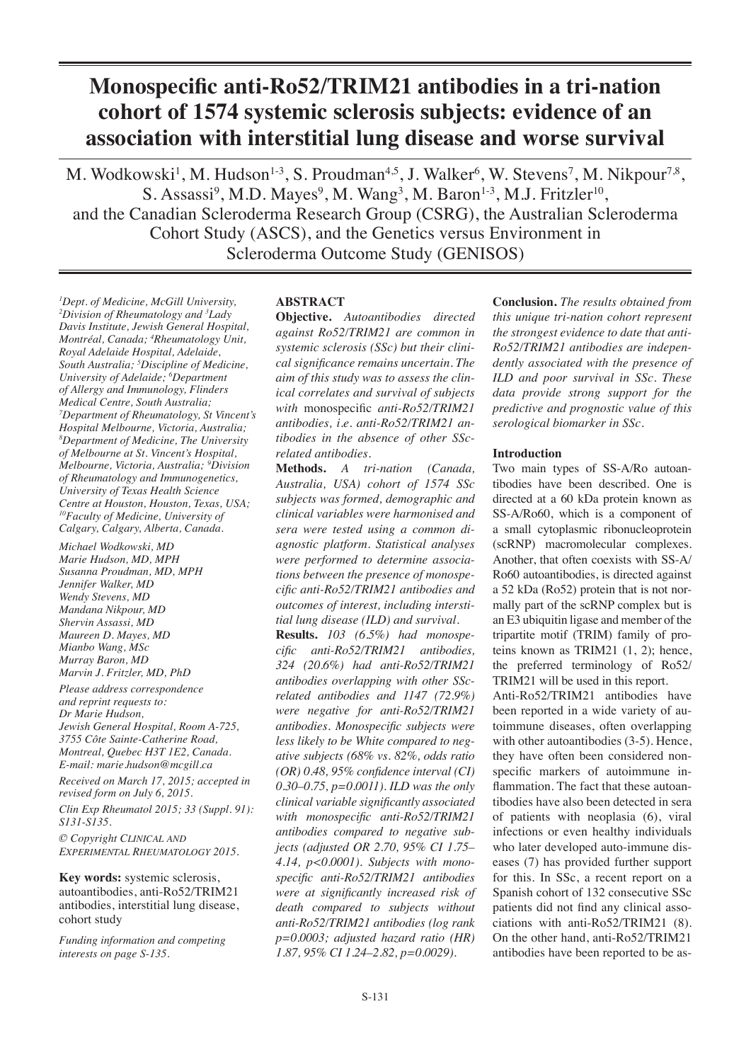# Monospecific anti-Ro52/TRIM21 antibodies in a tri-nation cohort of 1574 systemic sclerosis subjects: evidence of an association with interstitial lung disease and worse survival

M. Wodkowski[1], M. Hudson[1-3], S. Proudman[4,5], J. Walker[6], W. Stevens[7], M. Nikpour[7,8], S. Assassi[9], M.D. Mayes[9], M. Wang[3], M. Baron[1-3], M.J. Fritzler[10], and the Canadian Scleroderma Research Group (CSRG), the Australian Scleroderma Cohort Study (ASCS), and the Genetics versus Environment in Scleroderma Outcome Study (GENISOS)

*[1]Dept. of Medicine, McGill University, [2]Division of Rheumatology and [3]Lady Davis Institute, Jewish General Hospital, Montréal, Canada; [4]Rheumatology Unit, Royal Adelaide Hospital, Adelaide, South Australia; [5]Discipline of Medicine, University of Adelaide; [6]Department of Allergy and Immunology, Flinders Medical Centre, South Australia; [7]Department of Rheumatology, St Vincent's Hospital Melbourne, Victoria, Australia; [8]Department of Medicine, The University of Melbourne at St. Vincent's Hospital, Melbourne, Victoria, Australia; [9]Division of Rheumatology and Immunogenetics, University of Texas Health Science Centre at Houston, Houston, Texas, USA; [10]Faculty of Medicine, University of Calgary, Calgary, Alberta, Canada.*

*Michael Wodkowski, MD*
*Marie Hudson, MD, MPH*
*Susanna Proudman, MD, MPH*
*Jennifer Walker, MD*
*Wendy Stevens, MD*
*Mandana Nikpour, MD*
*Shervin Assassi, MD*
*Maureen D. Mayes, MD*
*Mianbo Wang, MSc*
*Murray Baron, MD*
*Marvin J. Fritzler, MD, PhD*

*Please address correspondence and reprint requests to: Dr Marie Hudson, Jewish General Hospital, Room A-725, 3755 Côte Sainte-Catherine Road, Montreal, Quebec H3T 1E2, Canada. E-mail: marie.hudson@mcgill.ca*

*Received on March 17, 2015; accepted in revised form on July 6, 2015.*

*Clin Exp Rheumatol 2015; 33 (Suppl. 91): S131-S135.*

*© Copyright Clinical and Experimental Rheumatology 2015.*

**Key words:** systemic sclerosis, autoantibodies, anti-Ro52/TRIM21 antibodies, interstitial lung disease, cohort study

*Funding information and competing interests on page S-135.*

## ABSTRACT

**Objective.** *Autoantibodies directed against Ro52/TRIM21 are common in systemic sclerosis (SSc) but their clinical significance remains uncertain. The aim of this study was to assess the clinical correlates and survival of subjects with* monospecific *anti-Ro52/TRIM21 antibodies, i.e. anti-Ro52/TRIM21 antibodies in the absence of other SSc-related antibodies.*

**Methods.** *A tri-nation (Canada, Australia, USA) cohort of 1574 SSc subjects was formed, demographic and clinical variables were harmonised and sera were tested using a common diagnostic platform. Statistical analyses were performed to determine associations between the presence of monospecific anti-Ro52/TRIM21 antibodies and outcomes of interest, including interstitial lung disease (ILD) and survival.*

**Results.** *103 (6.5%) had monospecific anti-Ro52/TRIM21 antibodies, 324 (20.6%) had anti-Ro52/TRIM21 antibodies overlapping with other SSc-related antibodies and 1147 (72.9%) were negative for anti-Ro52/TRIM21 antibodies. Monospecific subjects were less likely to be White compared to negative subjects (68% vs. 82%, odds ratio (OR) 0.48, 95% confidence interval (CI) 0.30–0.75, p=0.0011). ILD was the only clinical variable significantly associated with monospecific anti-Ro52/TRIM21 antibodies compared to negative subjects (adjusted OR 2.70, 95% CI 1.75–4.14, p<0.0001). Subjects with monospecific anti-Ro52/TRIM21 antibodies were at significantly increased risk of death compared to subjects without anti-Ro52/TRIM21 antibodies (log rank p=0.0003; adjusted hazard ratio (HR) 1.87, 95% CI 1.24–2.82, p=0.0029).*

**Conclusion.** *The results obtained from this unique tri-nation cohort represent the strongest evidence to date that anti-Ro52/TRIM21 antibodies are independently associated with the presence of ILD and poor survival in SSc. These data provide strong support for the predictive and prognostic value of this serological biomarker in SSc.*

## Introduction

Two main types of SS-A/Ro autoantibodies have been described. One is directed at a 60 kDa protein known as SS-A/Ro60, which is a component of a small cytoplasmic ribonucleoprotein (scRNP) macromolecular complexes. Another, that often coexists with SS-A/Ro60 autoantibodies, is directed against a 52 kDa (Ro52) protein that is not normally part of the scRNP complex but is an E3 ubiquitin ligase and member of the tripartite motif (TRIM) family of proteins known as TRIM21 (1, 2); hence, the preferred terminology of Ro52/TRIM21 will be used in this report.

Anti-Ro52/TRIM21 antibodies have been reported in a wide variety of autoimmune diseases, often overlapping with other autoantibodies (3-5). Hence, they have often been considered nonspecific markers of autoimmune inflammation. The fact that these autoantibodies have also been detected in sera of patients with neoplasia (6), viral infections or even healthy individuals who later developed auto-immune diseases (7) has provided further support for this. In SSc, a recent report on a Spanish cohort of 132 consecutive SSc patients did not find any clinical associations with anti-Ro52/TRIM21 (8). On the other hand, anti-Ro52/TRIM21 antibodies have been reported to be as-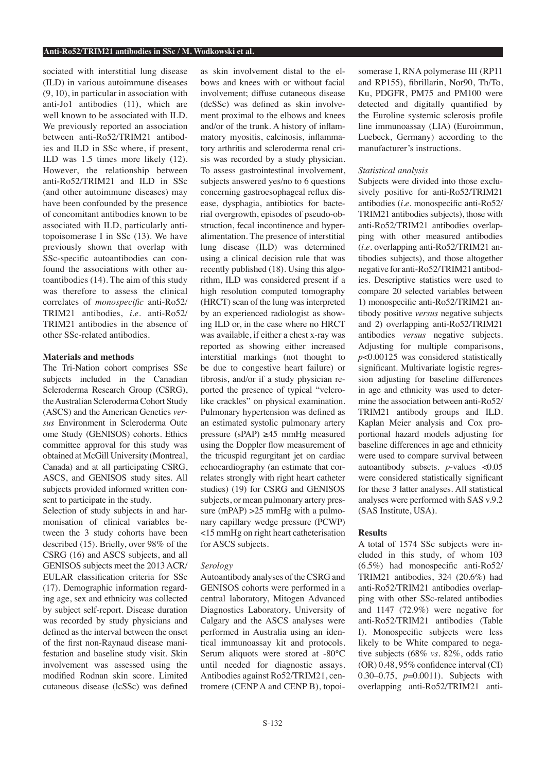sociated with interstitial lung disease (ILD) in various autoimmune diseases (9, 10), in particular in association with anti-Jo1 antibodies (11), which are well known to be associated with ILD. We previously reported an association between anti-Ro52/TRIM21 antibodies and ILD in SSc where, if present, ILD was 1.5 times more likely (12). However, the relationship between anti-Ro52/TRIM21 and ILD in SSc (and other autoimmune diseases) may have been confounded by the presence of concomitant antibodies known to be associated with ILD, particularly anti-topoisomerase I in SSc (13). We have previously shown that overlap with SSc-specific autoantibodies can confound the associations with other autoantibodies (14). The aim of this study was therefore to assess the clinical correlates of *monospecific* anti-Ro52/TRIM21 antibodies, *i.e.* anti-Ro52/TRIM21 antibodies in the absence of other SSc-related antibodies.

## Materials and methods

The Tri-Nation cohort comprises SSc subjects included in the Canadian Scleroderma Research Group (CSRG), the Australian Scleroderma Cohort Study (ASCS) and the American Genetics *versus* Environment in Scleroderma Outcome Study (GENISOS) cohorts. Ethics committee approval for this study was obtained at McGill University (Montreal, Canada) and at all participating CSRG, ASCS, and GENISOS study sites. All subjects provided informed written consent to participate in the study.

Selection of study subjects in and harmonisation of clinical variables between the 3 study cohorts have been described (15). Briefly, over 98% of the CSRG (16) and ASCS subjects, and all GENISOS subjects meet the 2013 ACR/EULAR classification criteria for SSc (17). Demographic information regarding age, sex and ethnicity was collected by subject self-report. Disease duration was recorded by study physicians and defined as the interval between the onset of the first non-Raynaud disease manifestation and baseline study visit. Skin involvement was assessed using the modified Rodnan skin score. Limited cutaneous disease (lcSSc) was defined as skin involvement distal to the elbows and knees with or without facial involvement; diffuse cutaneous disease (dcSSc) was defined as skin involvement proximal to the elbows and knees and/or of the trunk. A history of inflammatory myositis, calcinosis, inflammatory arthritis and scleroderma renal crisis was recorded by a study physician. To assess gastrointestinal involvement, subjects answered yes/no to 6 questions concerning gastroesophageal reflux disease, dysphagia, antibiotics for bacterial overgrowth, episodes of pseudo-obstruction, fecal incontinence and hyperalimentation. The presence of interstitial lung disease (ILD) was determined using a clinical decision rule that was recently published (18). Using this algorithm, ILD was considered present if a high resolution computed tomography (HRCT) scan of the lung was interpreted by an experienced radiologist as showing ILD or, in the case where no HRCT was available, if either a chest x-ray was reported as showing either increased interstitial markings (not thought to be due to congestive heart failure) or fibrosis, and/or if a study physician reported the presence of typical "velcro-like crackles" on physical examination. Pulmonary hypertension was defined as an estimated systolic pulmonary artery pressure (sPAP) ≥45 mmHg measured using the Doppler flow measurement of the tricuspid regurgitant jet on cardiac echocardiography (an estimate that correlates strongly with right heart catheter studies) (19) for CSRG and GENISOS subjects, or mean pulmonary artery pressure (mPAP) >25 mmHg with a pulmonary capillary wedge pressure (PCWP) <15 mmHg on right heart catheterisation for ASCS subjects.

### Serology

Autoantibody analyses of the CSRG and GENISOS cohorts were performed in a central laboratory, Mitogen Advanced Diagnostics Laboratory, University of Calgary and the ASCS analyses were performed in Australia using an identical immunoassay kit and protocols. Serum aliquots were stored at -80°C until needed for diagnostic assays. Antibodies against Ro52/TRIM21, centromere (CENP A and CENP B), topoisomerase I, RNA polymerase III (RP11 and RP155), fibrillarin, Nor90, Th/To, Ku, PDGFR, PM75 and PM100 were detected and digitally quantified by the Euroline systemic sclerosis profile line immunoassay (LIA) (Euroimmun, Luebeck, Germany) according to the manufacturer's instructions.

### Statistical analysis

Subjects were divided into those exclusively positive for anti-Ro52/TRIM21 antibodies (*i.e.* monospecific anti-Ro52/TRIM21 antibodies subjects), those with anti-Ro52/TRIM21 antibodies overlapping with other measured antibodies (*i.e.* overlapping anti-Ro52/TRIM21 antibodies subjects), and those altogether negative for anti-Ro52/TRIM21 antibodies. Descriptive statistics were used to compare 20 selected variables between 1) monospecific anti-Ro52/TRIM21 antibody positive *versus* negative subjects and 2) overlapping anti-Ro52/TRIM21 antibodies *versus* negative subjects. Adjusting for multiple comparisons, $p<0.00125$ was considered statistically significant. Multivariate logistic regression adjusting for baseline differences in age and ethnicity was used to determine the association between anti-Ro52/TRIM21 antibody groups and ILD. Kaplan Meier analysis and Cox proportional hazard models adjusting for baseline differences in age and ethnicity were used to compare survival between autoantibody subsets. *p*-values $<0.05$ were considered statistically significant for these 3 latter analyses. All statistical analyses were performed with SAS v.9.2 (SAS Institute, USA).

## Results

A total of 1574 SSc subjects were included in this study, of whom 103 (6.5%) had monospecific anti-Ro52/TRIM21 antibodies, 324 (20.6%) had anti-Ro52/TRIM21 antibodies overlapping with other SSc-related antibodies and 1147 (72.9%) were negative for anti-Ro52/TRIM21 antibodies (Table I). Monospecific subjects were less likely to be White compared to negative subjects (68% *vs.* 82%, odds ratio (OR) 0.48, 95% confidence interval (CI) 0.30–0.75, $p$=0.0011). Subjects with overlapping anti-Ro52/TRIM21 anti-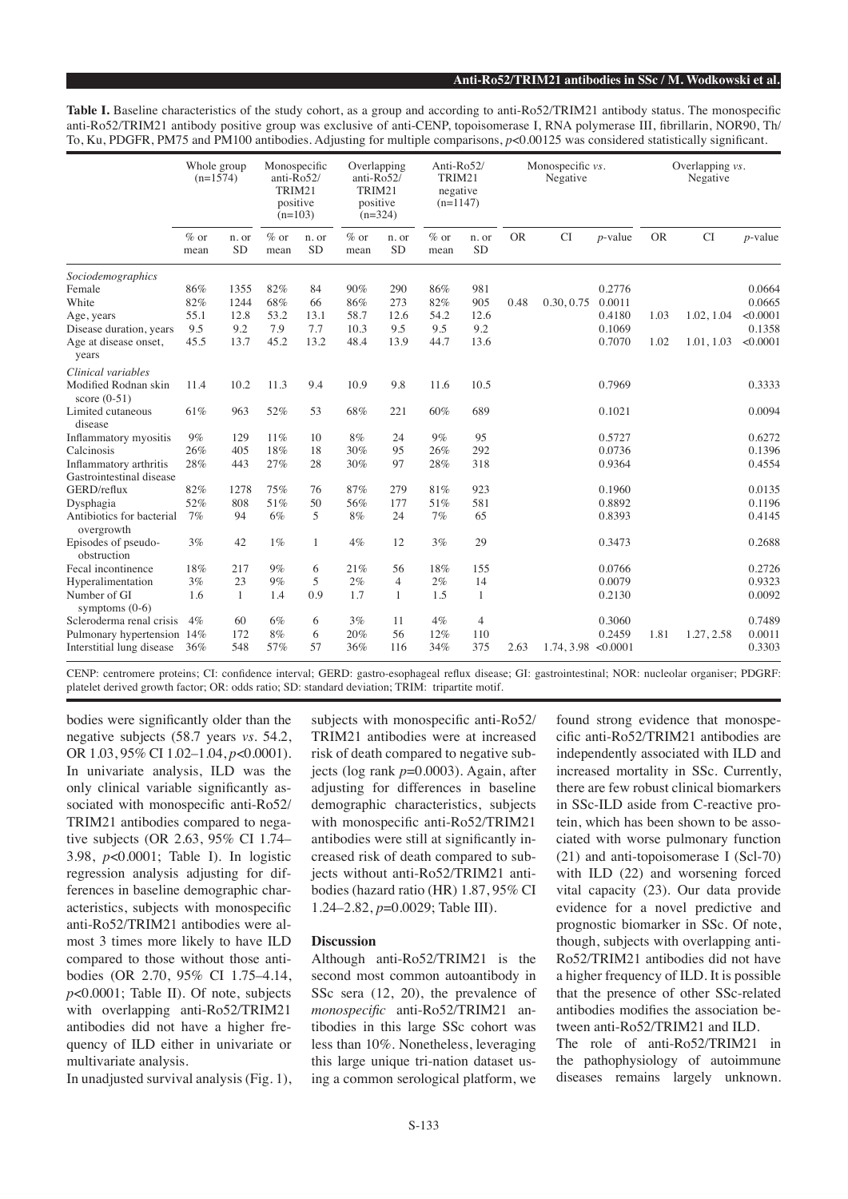**Table I.** Baseline characteristics of the study cohort, as a group and according to anti-Ro52/TRIM21 antibody status. The monospecific anti-Ro52/TRIM21 antibody positive group was exclusive of anti-CENP, topoisomerase I, RNA polymerase III, fibrillarin, NOR90, Th/To, Ku, PDGFR, PM75 and PM100 antibodies. Adjusting for multiple comparisons, $p<0.00125$ was considered statistically significant.

| | Whole group (n=1574) | | Monospecific anti-Ro52/ TRIM21 positive (n=103) | | Overlapping anti-Ro52/ TRIM21 positive (n=324) | | Anti-Ro52/ TRIM21 negative (n=1147) | | Monospecific *vs.* Negative | | | Overlapping *vs.* Negative | | |
|---|---|---|---|---|---|---|---|---|---|---|---|---|---|---|
| | % or mean | n. or SD | % or mean | n. or SD | % or mean | n. or SD | % or mean | n. or SD | OR | CI | *p*-value | OR | CI | *p*-value |
| *Sociodemographics* | | | | | | | | | | | | | | |
| Female | 86% | 1355 | 82% | 84 | 90% | 290 | 86% | 981 | | | 0.2776 | | | 0.0664 |
| White | 82% | 1244 | 68% | 66 | 86% | 273 | 82% | 905 | 0.48 | 0.30, 0.75 | 0.0011 | | | 0.0665 |
| Age, years | 55.1 | 12.8 | 53.2 | 13.1 | 58.7 | 12.6 | 54.2 | 12.6 | | | 0.4180 | 1.03 | 1.02, 1.04 | <0.0001 |
| Disease duration, years | 9.5 | 9.2 | 7.9 | 7.7 | 10.3 | 9.5 | 9.5 | 9.2 | | | 0.1069 | | | 0.1358 |
| Age at disease onset, years | 45.5 | 13.7 | 45.2 | 13.2 | 48.4 | 13.9 | 44.7 | 13.6 | | | 0.7070 | 1.02 | 1.01, 1.03 | <0.0001 |
| *Clinical variables* | | | | | | | | | | | | | | |
| Modified Rodnan skin score (0-51) | 11.4 | 10.2 | 11.3 | 9.4 | 10.9 | 9.8 | 11.6 | 10.5 | | | 0.7969 | | | 0.3333 |
| Limited cutaneous disease | 61% | 963 | 52% | 53 | 68% | 221 | 60% | 689 | | | 0.1021 | | | 0.0094 |
| Inflammatory myositis | 9% | 129 | 11% | 10 | 8% | 24 | 9% | 95 | | | 0.5727 | | | 0.6272 |
| Calcinosis | 26% | 405 | 18% | 18 | 30% | 95 | 26% | 292 | | | 0.0736 | | | 0.1396 |
| Inflammatory arthritis | 28% | 443 | 27% | 28 | 30% | 97 | 28% | 318 | | | 0.9364 | | | 0.4554 |
| Gastrointestinal disease | | | | | | | | | | | | | | |
| GERD/reflux | 82% | 1278 | 75% | 76 | 87% | 279 | 81% | 923 | | | 0.1960 | | | 0.0135 |
| Dysphagia | 52% | 808 | 51% | 50 | 56% | 177 | 51% | 581 | | | 0.8892 | | | 0.1196 |
| Antibiotics for bacterial overgrowth | 7% | 94 | 6% | 5 | 8% | 24 | 7% | 65 | | | 0.8393 | | | 0.4145 |
| Episodes of pseudo-obstruction | 3% | 42 | 1% | 1 | 4% | 12 | 3% | 29 | | | 0.3473 | | | 0.2688 |
| Fecal incontinence | 18% | 217 | 9% | 6 | 21% | 56 | 18% | 155 | | | 0.0766 | | | 0.2726 |
| Hyperalimentation | 3% | 23 | 9% | 5 | 2% | 4 | 2% | 14 | | | 0.0079 | | | 0.9323 |
| Number of GI symptoms (0-6) | 1.6 | 1 | 1.4 | 0.9 | 1.7 | 1 | 1.5 | 1 | | | 0.2130 | | | 0.0092 |
| Scleroderma renal crisis | 4% | 60 | 6% | 6 | 3% | 11 | 4% | 4 | | | 0.3060 | | | 0.7489 |
| Pulmonary hypertension | 14% | 172 | 8% | 6 | 20% | 56 | 12% | 110 | | | 0.2459 | 1.81 | 1.27, 2.58 | 0.0011 |
| Interstitial lung disease | 36% | 548 | 57% | 57 | 36% | 116 | 34% | 375 | 2.63 | 1.74, 3.98 | <0.0001 | | | 0.3303 |

CENP: centromere proteins; CI: confidence interval; GERD: gastro-esophageal reflux disease; GI: gastrointestinal; NOR: nucleolar organiser; PDGRF: platelet derived growth factor; OR: odds ratio; SD: standard deviation; TRIM: tripartite motif.

bodies were significantly older than the negative subjects (58.7 years *vs.* 54.2, OR 1.03, 95% CI 1.02–1.04, $p<0.0001$). In univariate analysis, ILD was the only clinical variable significantly associated with monospecific anti-Ro52/TRIM21 antibodies compared to negative subjects (OR 2.63, 95% CI 1.74–3.98, $p<0.0001$; Table I). In logistic regression analysis adjusting for differences in baseline demographic characteristics, subjects with monospecific anti-Ro52/TRIM21 antibodies were almost 3 times more likely to have ILD compared to those without those antibodies (OR 2.70, 95% CI 1.75–4.14, $p<0.0001$; Table II). Of note, subjects with overlapping anti-Ro52/TRIM21 antibodies did not have a higher frequency of ILD either in univariate or multivariate analysis.

In unadjusted survival analysis (Fig. 1), subjects with monospecific anti-Ro52/TRIM21 antibodies were at increased risk of death compared to negative subjects (log rank $p=0.0003$). Again, after adjusting for differences in baseline demographic characteristics, subjects with monospecific anti-Ro52/TRIM21 antibodies were still at significantly increased risk of death compared to subjects without anti-Ro52/TRIM21 antibodies (hazard ratio (HR) 1.87, 95% CI 1.24–2.82, $p=0.0029$; Table III).

## Discussion

Although anti-Ro52/TRIM21 is the second most common autoantibody in SSc sera (12, 20), the prevalence of *monospecific* anti-Ro52/TRIM21 antibodies in this large SSc cohort was less than 10%. Nonetheless, leveraging this large unique tri-nation dataset using a common serological platform, we found strong evidence that monospecific anti-Ro52/TRIM21 antibodies are independently associated with ILD and increased mortality in SSc. Currently, there are few robust clinical biomarkers in SSc-ILD aside from C-reactive protein, which has been shown to be associated with worse pulmonary function (21) and anti-topoisomerase I (Scl-70) with ILD (22) and worsening forced vital capacity (23). Our data provide evidence for a novel predictive and prognostic biomarker in SSc. Of note, though, subjects with overlapping anti-Ro52/TRIM21 antibodies did not have a higher frequency of ILD. It is possible that the presence of other SSc-related antibodies modifies the association between anti-Ro52/TRIM21 and ILD.

The role of anti-Ro52/TRIM21 in the pathophysiology of autoimmune diseases remains largely unknown.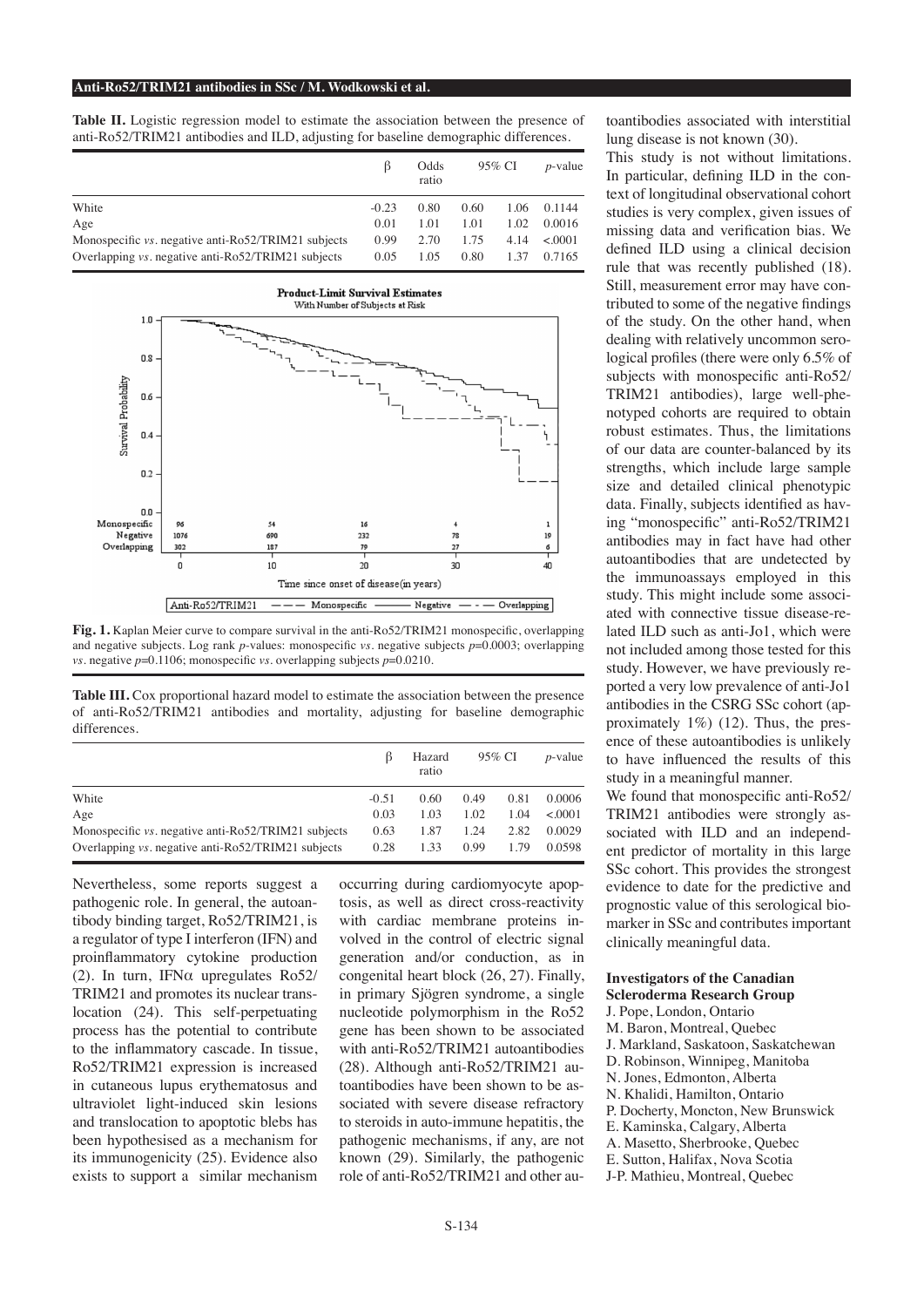**Table II.** Logistic regression model to estimate the association between the presence of anti-Ro52/TRIM21 antibodies and ILD, adjusting for baseline demographic differences.

| | β | Odds ratio | 95% CI | | *p*-value |
|---|---|---|---|---|---|
| White | -0.23 | 0.80 | 0.60 | 1.06 | 0.1144 |
| Age | 0.01 | 1.01 | 1.01 | 1.02 | 0.0016 |
| Monospecific *vs.* negative anti-Ro52/TRIM21 subjects | 0.99 | 2.70 | 1.75 | 4.14 | <.0001 |
| Overlapping *vs.* negative anti-Ro52/TRIM21 subjects | 0.05 | 1.05 | 0.80 | 1.37 | 0.7165 |

**Fig. 1.** Kaplan Meier curve to compare survival in the anti-Ro52/TRIM21 monospecific, overlapping and negative subjects. Log rank *p*-values: monospecific *vs.* negative subjects *p*=0.0003; overlapping *vs.* negative *p*=0.1106; monospecific *vs.* overlapping subjects *p*=0.0210.

**Table III.** Cox proportional hazard model to estimate the association between the presence of anti-Ro52/TRIM21 antibodies and mortality, adjusting for baseline demographic differences.

| | β | Hazard ratio | 95% CI | | *p*-value |
|---|---|---|---|---|---|
| White | -0.51 | 0.60 | 0.49 | 0.81 | 0.0006 |
| Age | 0.03 | 1.03 | 1.02 | 1.04 | <.0001 |
| Monospecific *vs.* negative anti-Ro52/TRIM21 subjects | 0.63 | 1.87 | 1.24 | 2.82 | 0.0029 |
| Overlapping *vs.* negative anti-Ro52/TRIM21 subjects | 0.28 | 1.33 | 0.99 | 1.79 | 0.0598 |

Nevertheless, some reports suggest a pathogenic role. In general, the autoantibody binding target, Ro52/TRIM21, is a regulator of type I interferon (IFN) and proinflammatory cytokine production (2). In turn, IFNα upregulates Ro52/TRIM21 and promotes its nuclear translocation (24). This self-perpetuating process has the potential to contribute to the inflammatory cascade. In tissue, Ro52/TRIM21 expression is increased in cutaneous lupus erythematosus and ultraviolet light-induced skin lesions and translocation to apoptotic blebs has been hypothesised as a mechanism for its immunogenicity (25). Evidence also exists to support a similar mechanism occurring during cardiomyocyte apoptosis, as well as direct cross-reactivity with cardiac membrane proteins involved in the control of electric signal generation and/or conduction, as in congenital heart block (26, 27). Finally, in primary Sjögren syndrome, a single nucleotide polymorphism in the Ro52 gene has been shown to be associated with anti-Ro52/TRIM21 autoantibodies (28). Although anti-Ro52/TRIM21 autoantibodies have been shown to be associated with severe disease refractory to steroids in auto-immune hepatitis, the pathogenic mechanisms, if any, are not known (29). Similarly, the pathogenic role of anti-Ro52/TRIM21 and other autoantibodies associated with interstitial lung disease is not known (30).

This study is not without limitations. In particular, defining ILD in the context of longitudinal observational cohort studies is very complex, given issues of missing data and verification bias. We defined ILD using a clinical decision rule that was recently published (18). Still, measurement error may have contributed to some of the negative findings of the study. On the other hand, when dealing with relatively uncommon serological profiles (there were only 6.5% of subjects with monospecific anti-Ro52/TRIM21 antibodies), large well-phenotyped cohorts are required to obtain robust estimates. Thus, the limitations of our data are counter-balanced by its strengths, which include large sample size and detailed clinical phenotypic data. Finally, subjects identified as having "monospecific" anti-Ro52/TRIM21 antibodies may in fact have had other autoantibodies that are undetected by the immunoassays employed in this study. This might include some associated with connective tissue disease-related ILD such as anti-Jo1, which were not included among those tested for this study. However, we have previously reported a very low prevalence of anti-Jo1 antibodies in the CSRG SSc cohort (approximately 1%) (12). Thus, the presence of these autoantibodies is unlikely to have influenced the results of this study in a meaningful manner.

We found that monospecific anti-Ro52/TRIM21 antibodies were strongly associated with ILD and an independent predictor of mortality in this large SSc cohort. This provides the strongest evidence to date for the predictive and prognostic value of this serological biomarker in SSc and contributes important clinically meaningful data.

**Investigators of the Canadian Scleroderma Research Group**

J. Pope, London, Ontario
M. Baron, Montreal, Quebec
J. Markland, Saskatoon, Saskatchewan
D. Robinson, Winnipeg, Manitoba
N. Jones, Edmonton, Alberta
N. Khalidi, Hamilton, Ontario
P. Docherty, Moncton, New Brunswick
E. Kaminska, Calgary, Alberta
A. Masetto, Sherbrooke, Quebec
E. Sutton, Halifax, Nova Scotia
J-P. Mathieu, Montreal, Quebec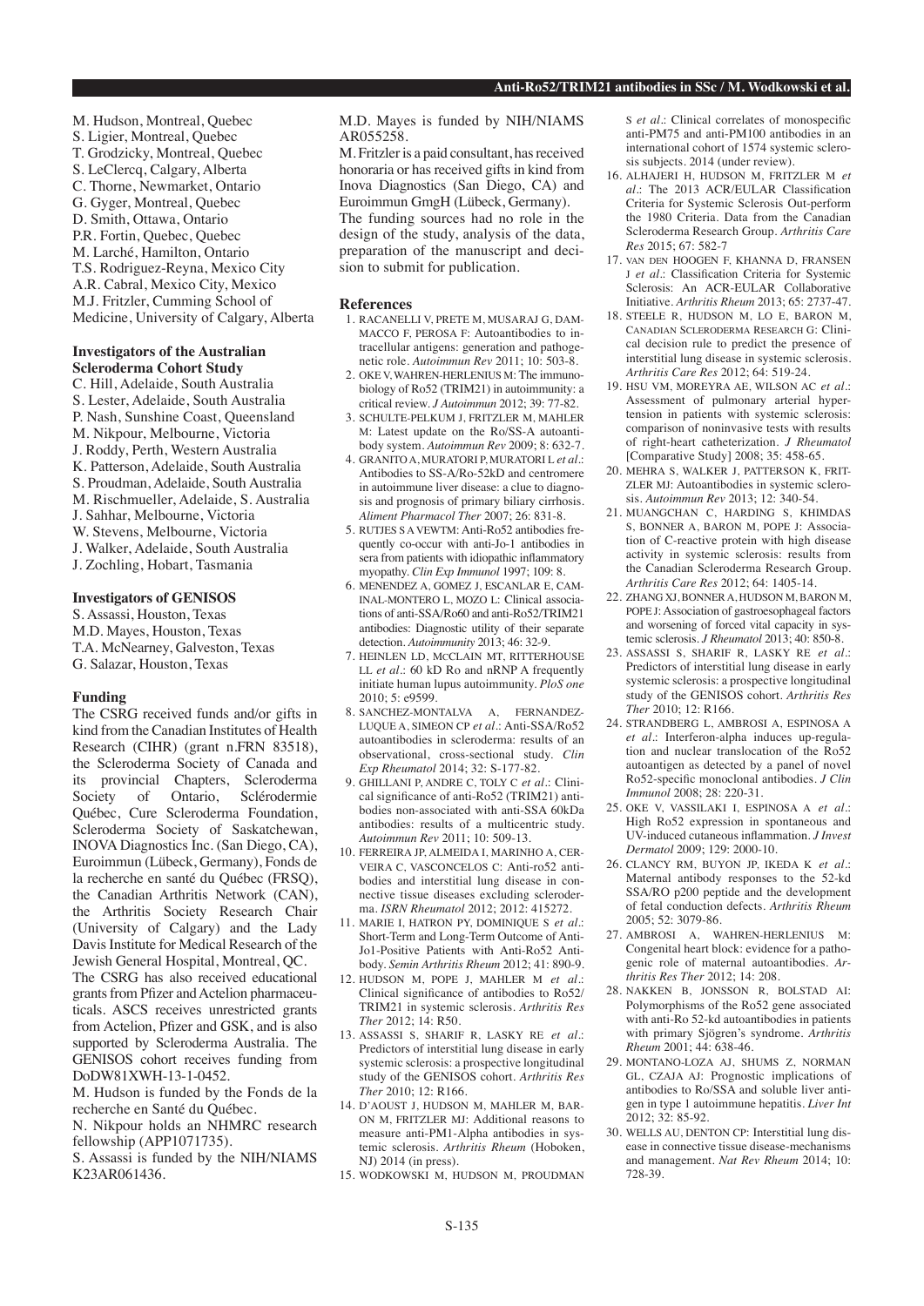M. Hudson, Montreal, Quebec
S. Ligier, Montreal, Quebec
T. Grodzicky, Montreal, Quebec
S. LeClercq, Calgary, Alberta
C. Thorne, Newmarket, Ontario
G. Gyger, Montreal, Quebec
D. Smith, Ottawa, Ontario
P.R. Fortin, Quebec, Quebec
M. Larché, Hamilton, Ontario
T.S. Rodriguez-Reyna, Mexico City
A.R. Cabral, Mexico City, Mexico
M.J. Fritzler, Cumming School of Medicine, University of Calgary, Alberta

### Investigators of the Australian Scleroderma Cohort Study

C. Hill, Adelaide, South Australia
S. Lester, Adelaide, South Australia
P. Nash, Sunshine Coast, Queensland
M. Nikpour, Melbourne, Victoria
J. Roddy, Perth, Western Australia
K. Patterson, Adelaide, South Australia
S. Proudman, Adelaide, South Australia
M. Rischmueller, Adelaide, S. Australia
J. Sahhar, Melbourne, Victoria
W. Stevens, Melbourne, Victoria
J. Walker, Adelaide, South Australia
J. Zochling, Hobart, Tasmania

### Investigators of GENISOS

S. Assassi, Houston, Texas
M.D. Mayes, Houston, Texas
T.A. McNearney, Galveston, Texas
G. Salazar, Houston, Texas

### Funding

The CSRG received funds and/or gifts in kind from the Canadian Institutes of Health Research (CIHR) (grant n.FRN 83518), the Scleroderma Society of Canada and its provincial Chapters, Scleroderma Society of Ontario, Sclérodermie Québec, Cure Scleroderma Foundation, Scleroderma Society of Saskatchewan, INOVA Diagnostics Inc. (San Diego, CA), Euroimmun (Lübeck, Germany), Fonds de la recherche en santé du Québec (FRSQ), the Canadian Arthritis Network (CAN), the Arthritis Society Research Chair (University of Calgary) and the Lady Davis Institute for Medical Research of the Jewish General Hospital, Montreal, QC.

The CSRG has also received educational grants from Pfizer and Actelion pharmaceuticals. ASCS receives unrestricted grants from Actelion, Pfizer and GSK, and is also supported by Scleroderma Australia. The GENISOS cohort receives funding from DoDW81XWH-13-1-0452.

M. Hudson is funded by the Fonds de la recherche en Santé du Québec.

N. Nikpour holds an NHMRC research fellowship (APP1071735).

S. Assassi is funded by the NIH/NIAMS K23AR061436.

M.D. Mayes is funded by NIH/NIAMS AR055258.

M. Fritzler is a paid consultant, has received honoraria or has received gifts in kind from Inova Diagnostics (San Diego, CA) and Euroimmun GmgH (Lübeck, Germany).

The funding sources had no role in the design of the study, analysis of the data, preparation of the manuscript and decision to submit for publication.

### References

1. RACANELLI V, PRETE M, MUSARAJ G, DAMMACCO F, PEROSA F: Autoantibodies to intracellular antigens: generation and pathogenetic role. *Autoimmun Rev* 2011; 10: 503-8.
2. OKE V, WAHREN-HERLENIUS M: The immunobiology of Ro52 (TRIM21) in autoimmunity: a critical review. *J Autoimmun* 2012; 39: 77-82.
3. SCHULTE-PELKUM J, FRITZLER M, MAHLER M: Latest update on the Ro/SS-A autoantibody system. *Autoimmun Rev* 2009; 8: 632-7.
4. GRANITO A, MURATORI P, MURATORI L *et al.*: Antibodies to SS-A/Ro-52kD and centromere in autoimmune liver disease: a clue to diagnosis and prognosis of primary biliary cirrhosis. *Aliment Pharmacol Ther* 2007; 26: 831-8.
5. RUTJES S A VEWTM: Anti-Ro52 antibodies frequently co-occur with anti-Jo-1 antibodies in sera from patients with idiopathic inflammatory myopathy. *Clin Exp Immunol* 1997; 109: 8.
6. MENENDEZ A, GOMEZ J, ESCANLAR E, CAMINAL-MONTERO L, MOZO L: Clinical associations of anti-SSA/Ro60 and anti-Ro52/TRIM21 antibodies: Diagnostic utility of their separate detection. *Autoimmunity* 2013; 46: 32-9.
7. HEINLEN LD, McCLAIN MT, RITTERHOUSE LL *et al.*: 60 kD Ro and nRNP A frequently initiate human lupus autoimmunity. *PloS one* 2010; 5: e9599.
8. SANCHEZ-MONTALVA A, FERNANDEZ-LUQUE A, SIMEON CP *et al.*: Anti-SSA/Ro52 autoantibodies in scleroderma: results of an observational, cross-sectional study. *Clin Exp Rheumatol* 2014; 32: S-177-82.
9. GHILLANI P, ANDRE C, TOLY C *et al.*: Clinical significance of anti-Ro52 (TRIM21) antibodies non-associated with anti-SSA 60kDa antibodies: results of a multicentric study. *Autoimmun Rev* 2011; 10: 509-13.
10. FERREIRA JP, ALMEIDA I, MARINHO A, CERVEIRA C, VASCONCELOS C: Anti-ro52 antibodies and interstitial lung disease in connective tissue diseases excluding scleroderma. *ISRN Rheumatol* 2012; 2012: 415272.
11. MARIE I, HATRON PY, DOMINIQUE S *et al.*: Short-Term and Long-Term Outcome of Anti-Jo1-Positive Patients with Anti-Ro52 Antibody. *Semin Arthritis Rheum* 2012; 41: 890-9.
12. HUDSON M, POPE J, MAHLER M *et al.*: Clinical significance of antibodies to Ro52/TRIM21 in systemic sclerosis. *Arthritis Res Ther* 2012; 14: R50.
13. ASSASSI S, SHARIF R, LASKY RE *et al.*: Predictors of interstitial lung disease in early systemic sclerosis: a prospective longitudinal study of the GENISOS cohort. *Arthritis Res Ther* 2010; 12: R166.
14. D'AOUST J, HUDSON M, MAHLER M, BARON M, FRITZLER MJ: Additional reasons to measure anti-PM1-Alpha antibodies in systemic sclerosis. *Arthritis Rheum* (Hoboken, NJ) 2014 (in press).
15. WODKOWSKI M, HUDSON M, PROUDMAN S *et al.*: Clinical correlates of monospecific anti-PM75 and anti-PM100 antibodies in an international cohort of 1574 systemic sclerosis subjects. 2014 (under review).
16. ALHAJERI H, HUDSON M, FRITZLER M *et al.*: The 2013 ACR/EULAR Classification Criteria for Systemic Sclerosis Out-perform the 1980 Criteria. Data from the Canadian Scleroderma Research Group. *Arthritis Care Res* 2015; 67: 582-7
17. VAN DEN HOOGEN F, KHANNA D, FRANSEN J *et al.*: Classification Criteria for Systemic Sclerosis: An ACR-EULAR Collaborative Initiative. *Arthritis Rheum* 2013; 65: 2737-47.
18. STEELE R, HUDSON M, LO E, BARON M, CANADIAN SCLERODERMA RESEARCH G: Clinical decision rule to predict the presence of interstitial lung disease in systemic sclerosis. *Arthritis Care Res* 2012; 64: 519-24.
19. HSU VM, MOREYRA AE, WILSON AC *et al.*: Assessment of pulmonary arterial hypertension in patients with systemic sclerosis: comparison of noninvasive tests with results of right-heart catheterization. *J Rheumatol* [Comparative Study] 2008; 35: 458-65.
20. MEHRA S, WALKER J, PATTERSON K, FRITZLER MJ: Autoantibodies in systemic sclerosis. *Autoimmun Rev* 2013; 12: 340-54.
21. MUANGCHAN C, HARDING S, KHIMDAS S, BONNER A, BARON M, POPE J: Association of C-reactive protein with high disease activity in systemic sclerosis: results from the Canadian Scleroderma Research Group. *Arthritis Care Res* 2012; 64: 1405-14.
22. ZHANG XJ, BONNER A, HUDSON M, BARON M, POPE J: Association of gastroesophageal factors and worsening of forced vital capacity in systemic sclerosis. *J Rheumatol* 2013; 40: 850-8.
23. ASSASSI S, SHARIF R, LASKY RE *et al.*: Predictors of interstitial lung disease in early systemic sclerosis: a prospective longitudinal study of the GENISOS cohort. *Arthritis Res Ther* 2010; 12: R166.
24. STRANDBERG L, AMBROSI A, ESPINOSA A *et al.*: Interferon-alpha induces up-regulation and nuclear translocation of the Ro52 autoantigen as detected by a panel of novel Ro52-specific monoclonal antibodies. *J Clin Immunol* 2008; 28: 220-31.
25. OKE V, VASSILAKI I, ESPINOSA A *et al.*: High Ro52 expression in spontaneous and UV-induced cutaneous inflammation. *J Invest Dermatol* 2009; 129: 2000-10.
26. CLANCY RM, BUYON JP, IKEDA K *et al.*: Maternal antibody responses to the 52-kd SSA/RO p200 peptide and the development of fetal conduction defects. *Arthritis Rheum* 2005; 52: 3079-86.
27. AMBROSI A, WAHREN-HERLENIUS M: Congenital heart block: evidence for a pathogenic role of maternal autoantibodies. *Arthritis Res Ther* 2012; 14: 208.
28. NAKKEN B, JONSSON R, BOLSTAD AI: Polymorphisms of the Ro52 gene associated with anti-Ro 52-kd autoantibodies in patients with primary Sjögren's syndrome. *Arthritis Rheum* 2001; 44: 638-46.
29. MONTANO-LOZA AJ, SHUMS Z, NORMAN GL, CZAJA AJ: Prognostic implications of antibodies to Ro/SSA and soluble liver antigen in type 1 autoimmune hepatitis. *Liver Int* 2012; 32: 85-92.
30. WELLS AU, DENTON CP: Interstitial lung disease in connective tissue disease-mechanisms and management. *Nat Rev Rheum* 2014; 10: 728-39.